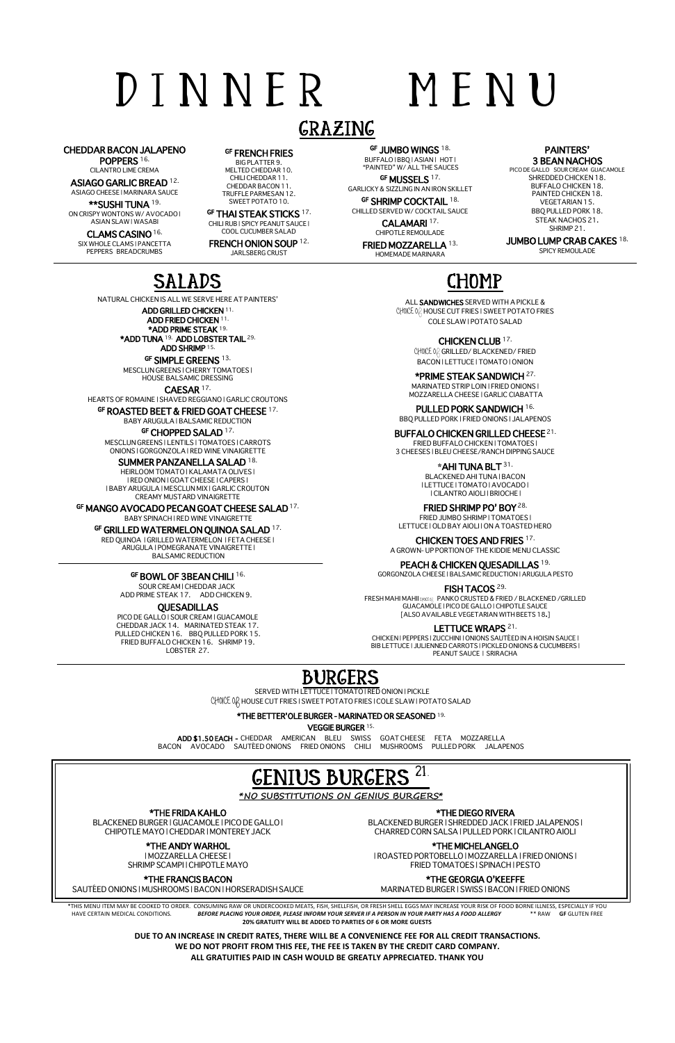# DINNER MENU

## GRAZING

**CHEDDAR BACON JALAPENO POPPERS** 16.
CILANTRO LIME CREMA

**ASIAGO GARLIC BREAD** 12.
ASIAGO CHEESE | MARINARA SAUCE

****SUSHI TUNA** 19.
ON CRISPY WONTONS W/ AVOCADO | ASIAN SLAW | WASABI

**CLAMS CASINO** 16.
SIX WHOLE CLAMS | PANCETTA PEPPERS BREADCRUMBS

**GF FRENCH FRIES**
BIG PLATTER 9.
MELTED CHEDDAR 10.
CHILI CHEDDAR 11.
CHEDDAR BACON 11.
TRUFFLE PARMESAN 12.
SWEET POTATO 10.

**GF THAI STEAK STICKS** 17.
CHILI RUB | SPICY PEANUT SAUCE | COOL CUCUMBER SALAD

**FRENCH ONION SOUP** 12.
JARLSBERG CRUST

**GF JUMBO WINGS** 18.
BUFFALO | BBQ | ASIAN | HOT | "PAINTED" W/ ALL THE SAUCES

**GF MUSSELS** 17.
GARLICKY & SIZZLING IN AN IRON SKILLET

**GF SHRIMP COCKTAIL** 18.
CHILLED SERVED W/ COCKTAIL SAUCE

**CALAMARI** 17.
CHIPOTLE REMOULADE

**FRIED MOZZARELLA** 13.
HOMEMADE MARINARA

**PAINTERS' 3 BEAN NACHOS**
PICO DE GALLO SOUR CREAM GUACAMOLE
SHREDDED CHICKEN 18.
BUFFALO CHICKEN 18.
PAINTED CHICKEN 18.
VEGETARIAN 15.
BBQ PULLED PORK 18.
STEAK NACHOS 21.
SHRIMP 21.

**JUMBO LUMP CRAB CAKES** 18.
SPICY REMOULADE

## SALADS

NATURAL CHICKEN IS ALL WE SERVE HERE AT PAINTERS'

**ADD GRILLED CHICKEN** 11.
**ADD FRIED CHICKEN** 11.
***ADD PRIME STEAK** 19.
***ADD TUNA** 19. **ADD LOBSTER TAIL** 29.
**ADD SHRIMP** 15.

**GF SIMPLE GREENS** 13.
MESCLUN GREENS | CHERRY TOMATOES | HOUSE BALSAMIC DRESSING

**CAESAR** 17.
HEARTS OF ROMAINE | SHAVED REGGIANO | GARLIC CROUTONS

**GF ROASTED BEET & FRIED GOAT CHEESE** 17.
BABY ARUGULA | BALSAMIC REDUCTION

**GF CHOPPED SALAD** 17.
MESCLUN GREENS | LENTILS | TOMATOES | CARROTS ONIONS | GORGONZOLA | RED WINE VINAIGRETTE

**SUMMER PANZANELLA SALAD** 18.
HEIRLOOM TOMATO | KALAMATA OLIVES | | RED ONION | GOAT CHEESE | CAPERS | | BABY ARUGULA | MESCLUN MIX | GARLIC CROUTON CREAMY MUSTARD VINAIGRETTE

**GF MANGO AVOCADO PECAN GOAT CHEESE SALAD** 17.
BABY SPINACH | RED WINE VINAIGRETTE

**GF GRILLED WATERMELON QUINOA SALAD** 17.
RED QUINOA | GRILLED WATERMELON | FETA CHEESE | ARUGULA | POMEGRANATE VINAIGRETTE | BALSAMIC REDUCTION

**GF BOWL OF 3BEAN CHILI** 16.
SOUR CREAM | CHEDDAR JACK
ADD PRIME STEAK 17. ADD CHICKEN 9.

**QUESADILLAS**
PICO DE GALLO | SOUR CREAM | GUACAMOLE
CHEDDAR JACK 14. MARINATED STEAK 17.
PULLED CHICKEN 16. BBQ PULLED PORK 15.
FRIED BUFFALO CHICKEN 16. SHRIMP 19.
LOBSTER 27.

## CHOMP

ALL **SANDWICHES** SERVED WITH A PICKLE & CHOICE OF HOUSE CUT FRIES | SWEET POTATO FRIES COLE SLAW | POTATO SALAD

**CHICKEN CLUB** 17.
CHOICE OF GRILLED/ BLACKENED/ FRIED
BACON | LETTUCE | TOMATO | ONION

***PRIME STEAK SANDWICH** 27.
MARINATED STRIP LOIN | FRIED ONIONS | MOZZARELLA CHEESE | GARLIC CIABATTA

**PULLED PORK SANDWICH** 16.
BBQ PULLED PORK | FRIED ONIONS | JALAPENOS

**BUFFALO CHICKEN GRILLED CHEESE** 21.
FRIED BUFFALO CHICKEN | TOMATOES | 3 CHEESES | BLEU CHEESE/RANCH DIPPING SAUCE

***AHI TUNA BLT** 31.
BLACKENED AHI TUNA | BACON | LETTUCE | TOMATO | AVOCADO | | CILANTRO AIOLI | BRIOCHE |

**FRIED SHRIMP PO' BOY** 28.
FRIED JUMBO SHRIMP | TOMATOES | LETTUCE | OLD BAY AIOLI | ON A TOASTED HERO

**CHICKEN TOES AND FRIES** 17.
A GROWN- UP PORTION OF THE KIDDIE MENU CLASSIC

**PEACH & CHICKEN QUESADILLAS** 19.
GORGONZOLA CHEESE | BALSAMIC REDUCTION | ARUGULA PESTO

**FISH TACOS** 29.
FRESH MAHI MAHI (CHOICE OF) PANKO CRUSTED & FRIED / BLACKENED /GRILLED
GUACAMOLE | PICO DE GALLO | CHIPOTLE SAUCE
[ALSO AVAILABLE VEGETARIAN WITH BEETS 18.]

**LETTUCE WRAPS** 21.
CHICKEN | PEPPERS | ZUCCHINI | ONIONS SAUTÉED IN A HOISIN SAUCE | BIB LETTUCE | JULIENNED CARROTS | PICKLED ONIONS & CUCUMBERS | PEANUT SAUCE | SRIRACHA

## BURGERS

SERVED WITH LETTUCE | TOMATO | RED ONION | PICKLE
CHOICE OF HOUSE CUT FRIES | SWEET POTATO FRIES | COLE SLAW | POTATO SALAD

***THE BETTER'OLE BURGER - MARINATED OR SEASONED** 19.

**VEGGIE BURGER** 15.

**ADD $1.50 EACH -** CHEDDAR AMERICAN BLEU SWISS GOAT CHEESE FETA MOZZARELLA BACON AVOCADO SAUTÉED ONIONS FRIED ONIONS CHILI MUSHROOMS PULLED PORK JALAPENOS

## GENIUS BURGERS 21.

***NO SUBSTITUTIONS ON GENIUS BURGERS***

***THE FRIDA KAHLO**
BLACKENED BURGER | GUACAMOLE | PICO DE GALLO | CHIPOTLE MAYO | CHEDDAR | MONTEREY JACK

***THE ANDY WARHOL**
| MOZZARELLA CHEESE | SHRIMP SCAMPI | CHIPOTLE MAYO

***THE FRANCIS BACON**
SAUTÉED ONIONS | MUSHROOMS | BACON | HORSERADISH SAUCE

***THE DIEGO RIVERA**
BLACKENED BURGER | SHREDDED JACK | FRIED JALAPENOS | CHARRED CORN SALSA | PULLED PORK | CILANTRO AIOLI

***THE MICHELANGELO**
| ROASTED PORTOBELLO | MOZZARELLA | FRIED ONIONS | FRIED TOMATOES | SPINACH | PESTO

***THE GEORGIA O'KEEFFE**
MARINATED BURGER | SWISS | BACON | FRIED ONIONS

*THIS MENU ITEM MAY BE COOKED TO ORDER. CONSUMING RAW OR UNDERCOOKED MEATS, FISH, SHELLFISH, OR FRESH SHELL EGGS MAY INCREASE YOUR RISK OF FOOD BORNE ILLNESS, ESPECIALLY IF YOU HAVE CERTAIN MEDICAL CONDITIONS. ***BEFORE PLACING YOUR ORDER, PLEASE INFORM YOUR SERVER IF A PERSON IN YOUR PARTY HAS A FOOD ALLERGY*** ** RAW **GF** GLUTEN FREE
**20% GRATUITY WILL BE ADDED TO PARTIES OF 6 OR MORE GUESTS**

**DUE TO AN INCREASE IN CREDIT RATES, THERE WILL BE A CONVENIENCE FEE FOR ALL CREDIT TRANSACTIONS.**
**WE DO NOT PROFIT FROM THIS FEE, THE FEE IS TAKEN BY THE CREDIT CARD COMPANY.**
**ALL GRATUITIES PAID IN CASH WOULD BE GREATLY APPRECIATED. THANK YOU**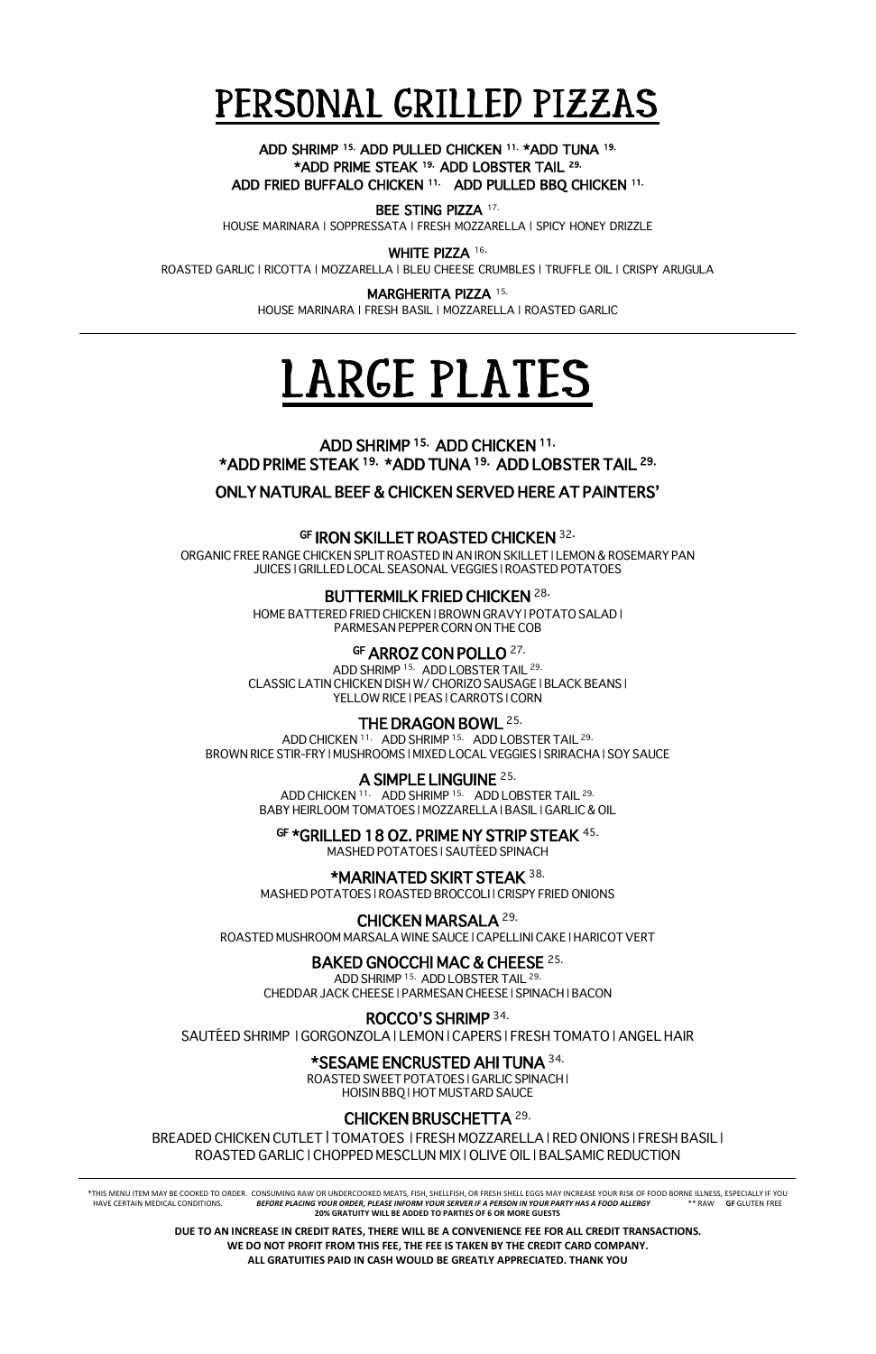# PERSONAL GRILLED PIZZAS

**ADD SHRIMP 15. ADD PULLED CHICKEN 11. *ADD TUNA 19.**
**\*ADD PRIME STEAK 19. ADD LOBSTER TAIL 29.**
**ADD FRIED BUFFALO CHICKEN 11. ADD PULLED BBQ CHICKEN 11.**

**BEE STING PIZZA** 17.
HOUSE MARINARA | SOPPRESSATA | FRESH MOZZARELLA | SPICY HONEY DRIZZLE

**WHITE PIZZA** 16.
ROASTED GARLIC | RICOTTA | MOZZARELLA | BLEU CHEESE CRUMBLES | TRUFFLE OIL | CRISPY ARUGULA

**MARGHERITA PIZZA** 15.
HOUSE MARINARA | FRESH BASIL | MOZZARELLA | ROASTED GARLIC

---

# LARGE PLATES

**ADD SHRIMP 15. ADD CHICKEN 11.**
**\*ADD PRIME STEAK 19. *ADD TUNA 19. ADD LOBSTER TAIL 29.**

**ONLY NATURAL BEEF & CHICKEN SERVED HERE AT PAINTERS'**

**GF IRON SKILLET ROASTED CHICKEN** 32.
ORGANIC FREE RANGE CHICKEN SPLIT ROASTED IN AN IRON SKILLET | LEMON & ROSEMARY PAN JUICES | GRILLED LOCAL SEASONAL VEGGIES | ROASTED POTATOES

**BUTTERMILK FRIED CHICKEN** 28.
HOME BATTERED FRIED CHICKEN | BROWN GRAVY | POTATO SALAD | PARMESAN PEPPER CORN ON THE COB

**GF ARROZ CON POLLO** 27.
ADD SHRIMP 15. ADD LOBSTER TAIL 29.
CLASSIC LATIN CHICKEN DISH W/ CHORIZO SAUSAGE | BLACK BEANS | YELLOW RICE | PEAS | CARROTS | CORN

**THE DRAGON BOWL** 25.
ADD CHICKEN 11. ADD SHRIMP 15. ADD LOBSTER TAIL 29.
BROWN RICE STIR-FRY | MUSHROOMS | MIXED LOCAL VEGGIES | SRIRACHA | SOY SAUCE

**A SIMPLE LINGUINE** 25.
ADD CHICKEN 11. ADD SHRIMP 15. ADD LOBSTER TAIL 29.
BABY HEIRLOOM TOMATOES | MOZZARELLA | BASIL | GARLIC & OIL

**GF *GRILLED 18 OZ. PRIME NY STRIP STEAK** 45.
MASHED POTATOES | SAUTÉED SPINACH

**\*MARINATED SKIRT STEAK** 38.
MASHED POTATOES | ROASTED BROCCOLI | CRISPY FRIED ONIONS

**CHICKEN MARSALA** 29.
ROASTED MUSHROOM MARSALA WINE SAUCE | CAPELLINI CAKE | HARICOT VERT

**BAKED GNOCCHI MAC & CHEESE** 25.
ADD SHRIMP 15. ADD LOBSTER TAIL 29.
CHEDDAR JACK CHEESE | PARMESAN CHEESE | SPINACH | BACON

**ROCCO'S SHRIMP** 34.
SAUTÉED SHRIMP | GORGONZOLA | LEMON | CAPERS | FRESH TOMATO | ANGEL HAIR

**\*SESAME ENCRUSTED AHI TUNA** 34.
ROASTED SWEET POTATOES | GARLIC SPINACH | HOISIN BBQ | HOT MUSTARD SAUCE

**CHICKEN BRUSCHETTA** 29.
BREADED CHICKEN CUTLET | TOMATOES | FRESH MOZZARELLA | RED ONIONS | FRESH BASIL | ROASTED GARLIC | CHOPPED MESCLUN MIX | OLIVE OIL | BALSAMIC REDUCTION

---

*THIS MENU ITEM MAY BE COOKED TO ORDER. CONSUMING RAW OR UNDERCOOKED MEATS, FISH, SHELLFISH, OR FRESH SHELL EGGS MAY INCREASE YOUR RISK OF FOOD BORNE ILLNESS, ESPECIALLY IF YOU HAVE CERTAIN MEDICAL CONDITIONS. ***BEFORE PLACING YOUR ORDER, PLEASE INFORM YOUR SERVER IF A PERSON IN YOUR PARTY HAS A FOOD ALLERGY*** ** RAW **GF** GLUTEN FREE
**20% GRATUITY WILL BE ADDED TO PARTIES OF 6 OR MORE GUESTS**

**DUE TO AN INCREASE IN CREDIT RATES, THERE WILL BE A CONVENIENCE FEE FOR ALL CREDIT TRANSACTIONS.**
**WE DO NOT PROFIT FROM THIS FEE, THE FEE IS TAKEN BY THE CREDIT CARD COMPANY.**
**ALL GRATUITIES PAID IN CASH WOULD BE GREATLY APPRECIATED. THANK YOU**